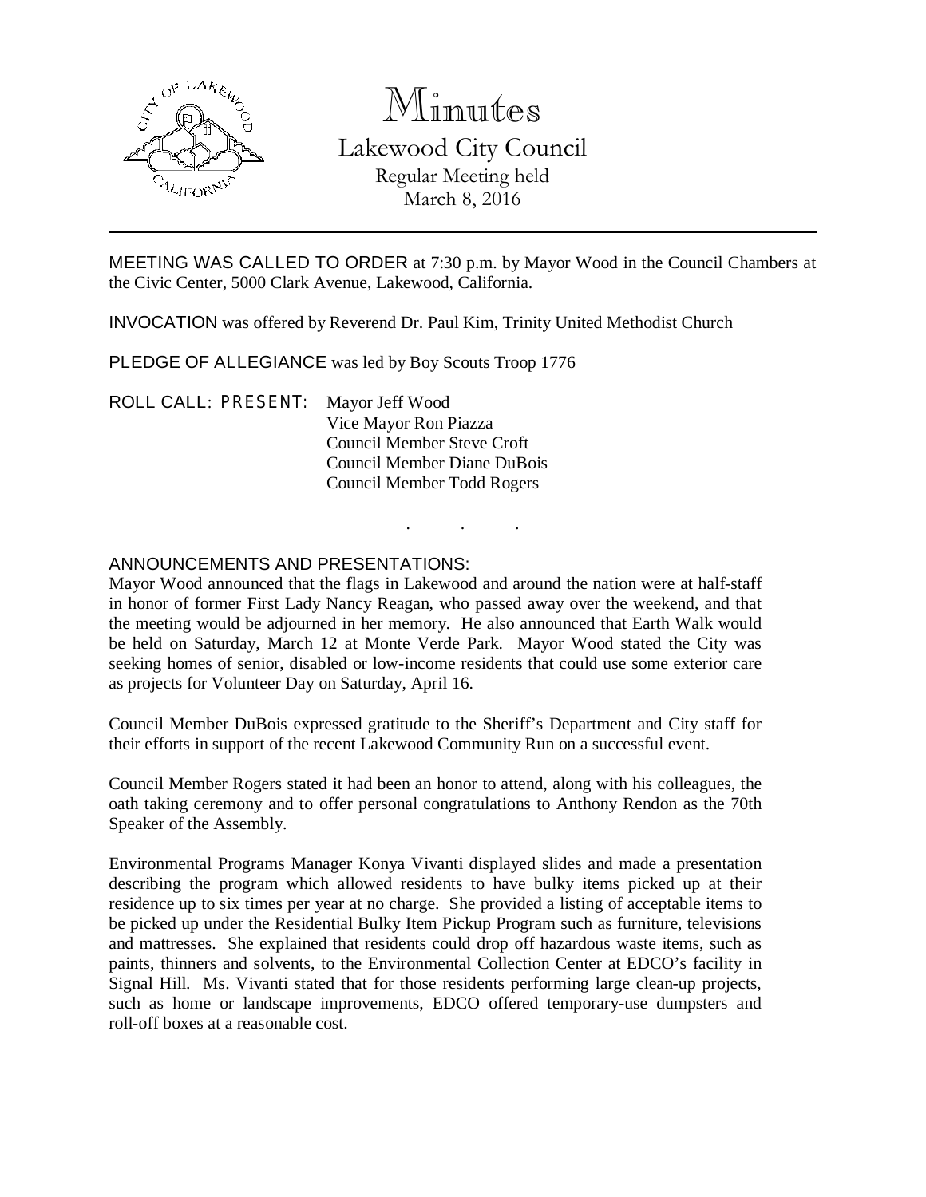# Minutes

## Lakewood City Council

Regular Meeting held
March 8, 2016

---

MEETING WAS CALLED TO ORDER at 7:30 p.m. by Mayor Wood in the Council Chambers at the Civic Center, 5000 Clark Avenue, Lakewood, California.

INVOCATION was offered by Reverend Dr. Paul Kim, Trinity United Methodist Church

PLEDGE OF ALLEGIANCE was led by Boy Scouts Troop 1776

ROLL CALL: PRESENT: Mayor Jeff Wood
Vice Mayor Ron Piazza
Council Member Steve Croft
Council Member Diane DuBois
Council Member Todd Rogers

. . .

ANNOUNCEMENTS AND PRESENTATIONS:

Mayor Wood announced that the flags in Lakewood and around the nation were at half-staff in honor of former First Lady Nancy Reagan, who passed away over the weekend, and that the meeting would be adjourned in her memory. He also announced that Earth Walk would be held on Saturday, March 12 at Monte Verde Park. Mayor Wood stated the City was seeking homes of senior, disabled or low-income residents that could use some exterior care as projects for Volunteer Day on Saturday, April 16.

Council Member DuBois expressed gratitude to the Sheriff's Department and City staff for their efforts in support of the recent Lakewood Community Run on a successful event.

Council Member Rogers stated it had been an honor to attend, along with his colleagues, the oath taking ceremony and to offer personal congratulations to Anthony Rendon as the 70th Speaker of the Assembly.

Environmental Programs Manager Konya Vivanti displayed slides and made a presentation describing the program which allowed residents to have bulky items picked up at their residence up to six times per year at no charge. She provided a listing of acceptable items to be picked up under the Residential Bulky Item Pickup Program such as furniture, televisions and mattresses. She explained that residents could drop off hazardous waste items, such as paints, thinners and solvents, to the Environmental Collection Center at EDCO's facility in Signal Hill. Ms. Vivanti stated that for those residents performing large clean-up projects, such as home or landscape improvements, EDCO offered temporary-use dumpsters and roll-off boxes at a reasonable cost.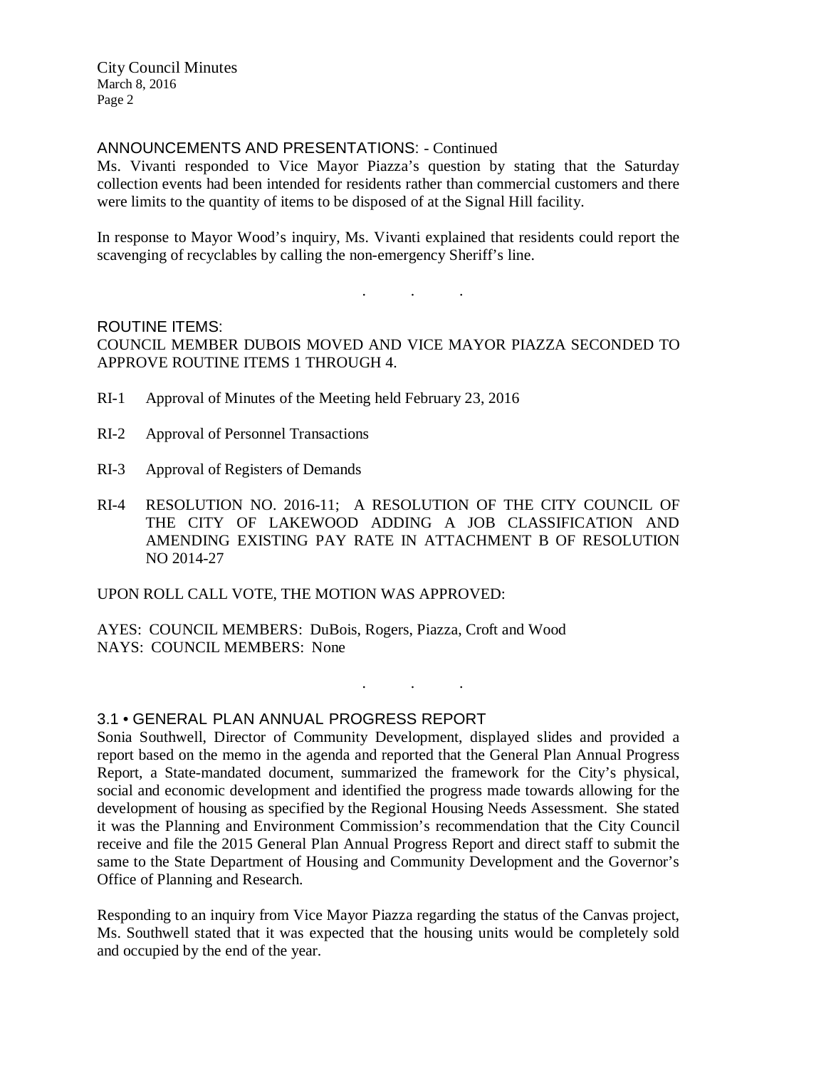ANNOUNCEMENTS AND PRESENTATIONS: - Continued

Ms. Vivanti responded to Vice Mayor Piazza's question by stating that the Saturday collection events had been intended for residents rather than commercial customers and there were limits to the quantity of items to be disposed of at the Signal Hill facility.

In response to Mayor Wood's inquiry, Ms. Vivanti explained that residents could report the scavenging of recyclables by calling the non-emergency Sheriff's line.

. . .

ROUTINE ITEMS:

COUNCIL MEMBER DUBOIS MOVED AND VICE MAYOR PIAZZA SECONDED TO APPROVE ROUTINE ITEMS 1 THROUGH 4.

RI-1 Approval of Minutes of the Meeting held February 23, 2016

RI-2 Approval of Personnel Transactions

RI-3 Approval of Registers of Demands

RI-4 RESOLUTION NO. 2016-11; A RESOLUTION OF THE CITY COUNCIL OF THE CITY OF LAKEWOOD ADDING A JOB CLASSIFICATION AND AMENDING EXISTING PAY RATE IN ATTACHMENT B OF RESOLUTION NO 2014-27

UPON ROLL CALL VOTE, THE MOTION WAS APPROVED:

AYES: COUNCIL MEMBERS: DuBois, Rogers, Piazza, Croft and Wood
NAYS: COUNCIL MEMBERS: None

. . .

3.1 • GENERAL PLAN ANNUAL PROGRESS REPORT

Sonia Southwell, Director of Community Development, displayed slides and provided a report based on the memo in the agenda and reported that the General Plan Annual Progress Report, a State-mandated document, summarized the framework for the City's physical, social and economic development and identified the progress made towards allowing for the development of housing as specified by the Regional Housing Needs Assessment. She stated it was the Planning and Environment Commission's recommendation that the City Council receive and file the 2015 General Plan Annual Progress Report and direct staff to submit the same to the State Department of Housing and Community Development and the Governor's Office of Planning and Research.

Responding to an inquiry from Vice Mayor Piazza regarding the status of the Canvas project, Ms. Southwell stated that it was expected that the housing units would be completely sold and occupied by the end of the year.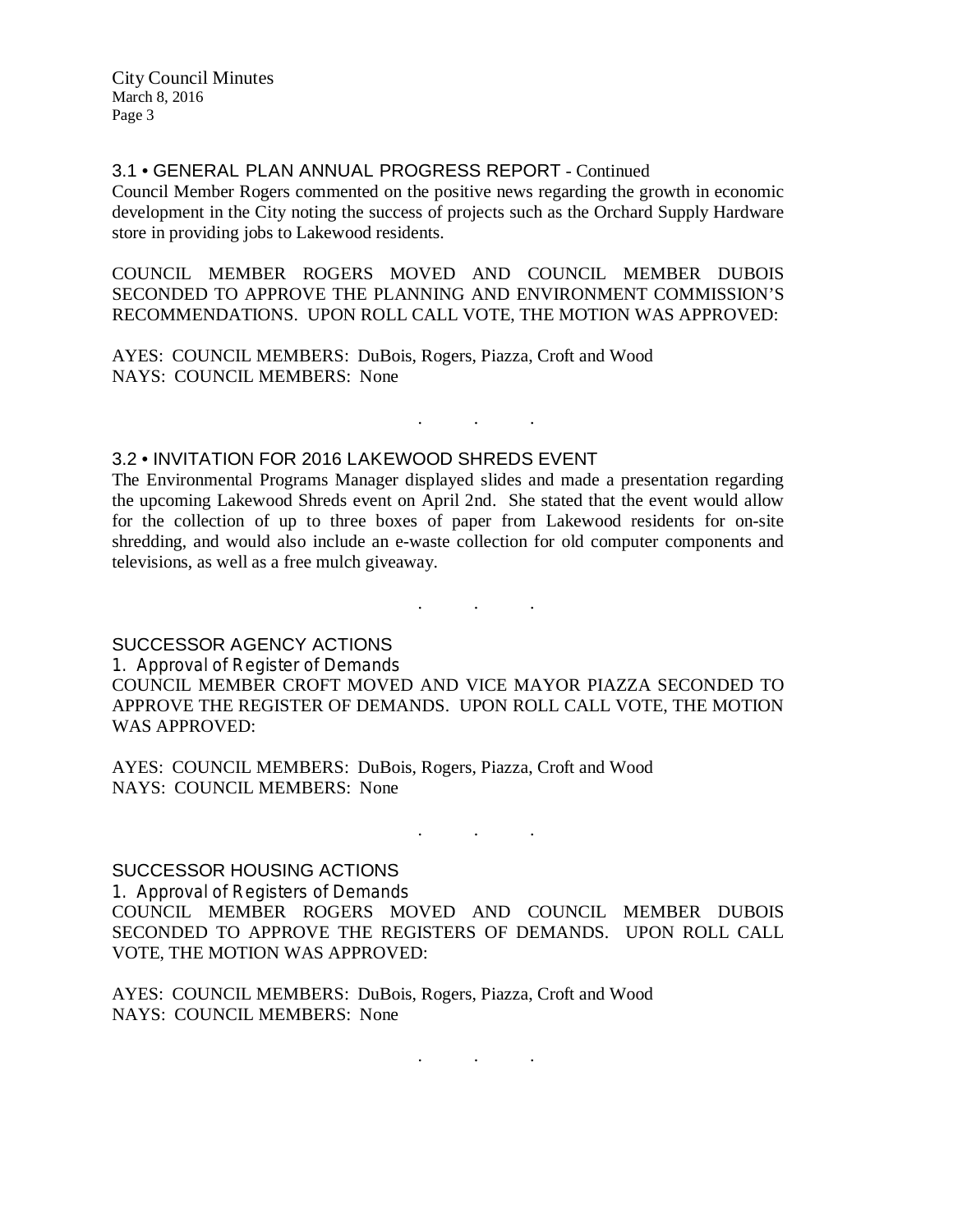### 3.1 • GENERAL PLAN ANNUAL PROGRESS REPORT - Continued

Council Member Rogers commented on the positive news regarding the growth in economic development in the City noting the success of projects such as the Orchard Supply Hardware store in providing jobs to Lakewood residents.

COUNCIL MEMBER ROGERS MOVED AND COUNCIL MEMBER DUBOIS SECONDED TO APPROVE THE PLANNING AND ENVIRONMENT COMMISSION'S RECOMMENDATIONS. UPON ROLL CALL VOTE, THE MOTION WAS APPROVED:

AYES: COUNCIL MEMBERS: DuBois, Rogers, Piazza, Croft and Wood
NAYS: COUNCIL MEMBERS: None

. . .

### 3.2 • INVITATION FOR 2016 LAKEWOOD SHREDS EVENT

The Environmental Programs Manager displayed slides and made a presentation regarding the upcoming Lakewood Shreds event on April 2nd. She stated that the event would allow for the collection of up to three boxes of paper from Lakewood residents for on-site shredding, and would also include an e-waste collection for old computer components and televisions, as well as a free mulch giveaway.

. . .

### SUCCESSOR AGENCY ACTIONS

1. Approval of Register of Demands

COUNCIL MEMBER CROFT MOVED AND VICE MAYOR PIAZZA SECONDED TO APPROVE THE REGISTER OF DEMANDS. UPON ROLL CALL VOTE, THE MOTION WAS APPROVED:

AYES: COUNCIL MEMBERS: DuBois, Rogers, Piazza, Croft and Wood
NAYS: COUNCIL MEMBERS: None

. . .

### SUCCESSOR HOUSING ACTIONS

1. Approval of Registers of Demands

COUNCIL MEMBER ROGERS MOVED AND COUNCIL MEMBER DUBOIS SECONDED TO APPROVE THE REGISTERS OF DEMANDS. UPON ROLL CALL VOTE, THE MOTION WAS APPROVED:

AYES: COUNCIL MEMBERS: DuBois, Rogers, Piazza, Croft and Wood
NAYS: COUNCIL MEMBERS: None

. . .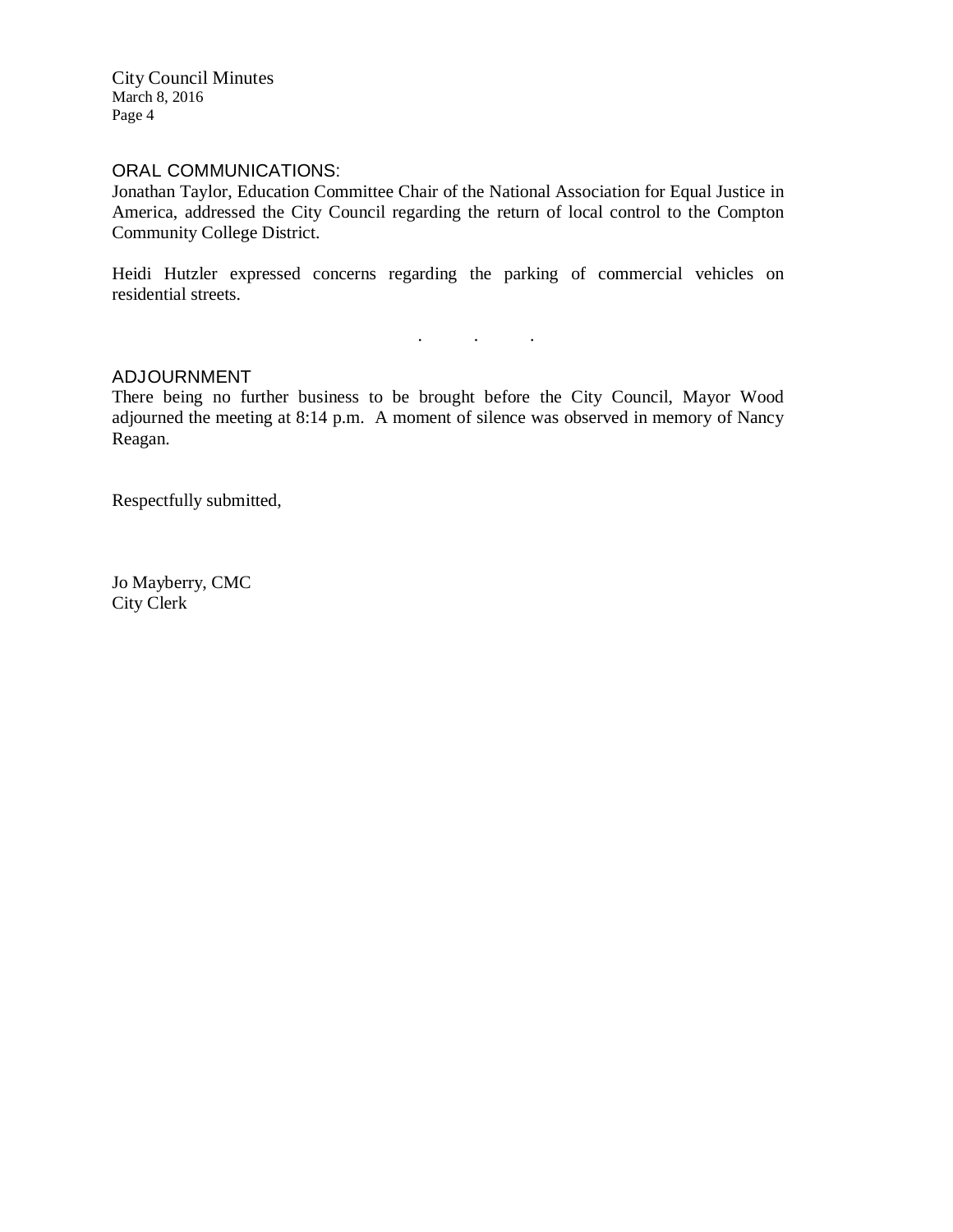## ORAL COMMUNICATIONS:

Jonathan Taylor, Education Committee Chair of the National Association for Equal Justice in America, addressed the City Council regarding the return of local control to the Compton Community College District.

Heidi Hutzler expressed concerns regarding the parking of commercial vehicles on residential streets.

. . .

## ADJOURNMENT

There being no further business to be brought before the City Council, Mayor Wood adjourned the meeting at 8:14 p.m. A moment of silence was observed in memory of Nancy Reagan.

Respectfully submitted,

Jo Mayberry, CMC
City Clerk